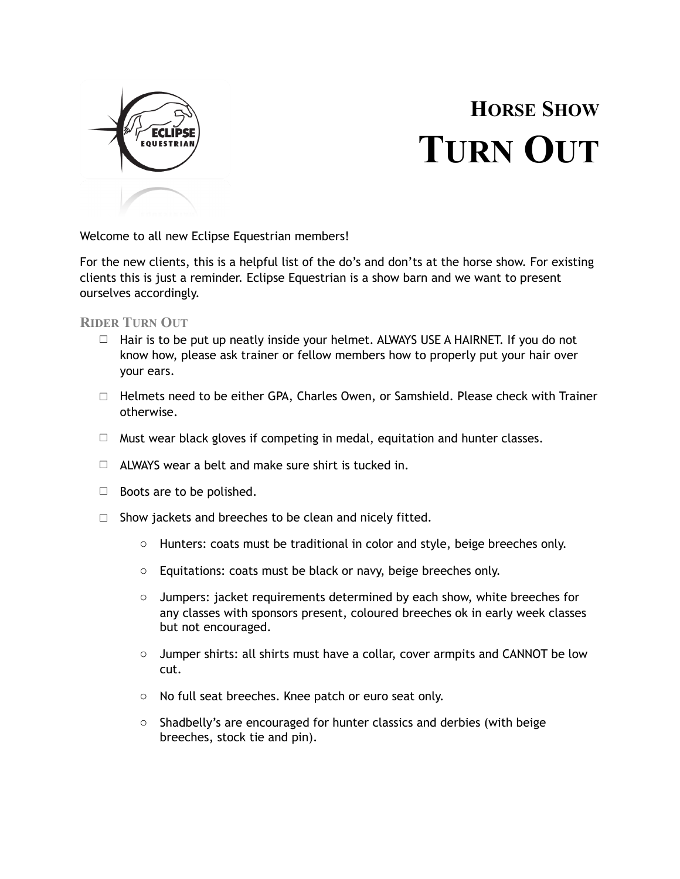# HORSE SHOW TURN OUT

Welcome to all new Eclipse Equestrian members!

For the new clients, this is a helpful list of the do's and don'ts at the horse show. For existing clients this is just a reminder. Eclipse Equestrian is a show barn and we want to present ourselves accordingly.

## RIDER TURN OUT

- ☐ Hair is to be put up neatly inside your helmet. ALWAYS USE A HAIRNET. If you do not know how, please ask trainer or fellow members how to properly put your hair over your ears.
- ☐ Helmets need to be either GPA, Charles Owen, or Samshield. Please check with Trainer otherwise.
- ☐ Must wear black gloves if competing in medal, equitation and hunter classes.
- ☐ ALWAYS wear a belt and make sure shirt is tucked in.
- ☐ Boots are to be polished.
- ☐ Show jackets and breeches to be clean and nicely fitted.
    - Hunters: coats must be traditional in color and style, beige breeches only.
    - Equitations: coats must be black or navy, beige breeches only.
    - Jumpers: jacket requirements determined by each show, white breeches for any classes with sponsors present, coloured breeches ok in early week classes but not encouraged.
    - Jumper shirts: all shirts must have a collar, cover armpits and CANNOT be low cut.
    - No full seat breeches. Knee patch or euro seat only.
    - Shadbelly's are encouraged for hunter classics and derbies (with beige breeches, stock tie and pin).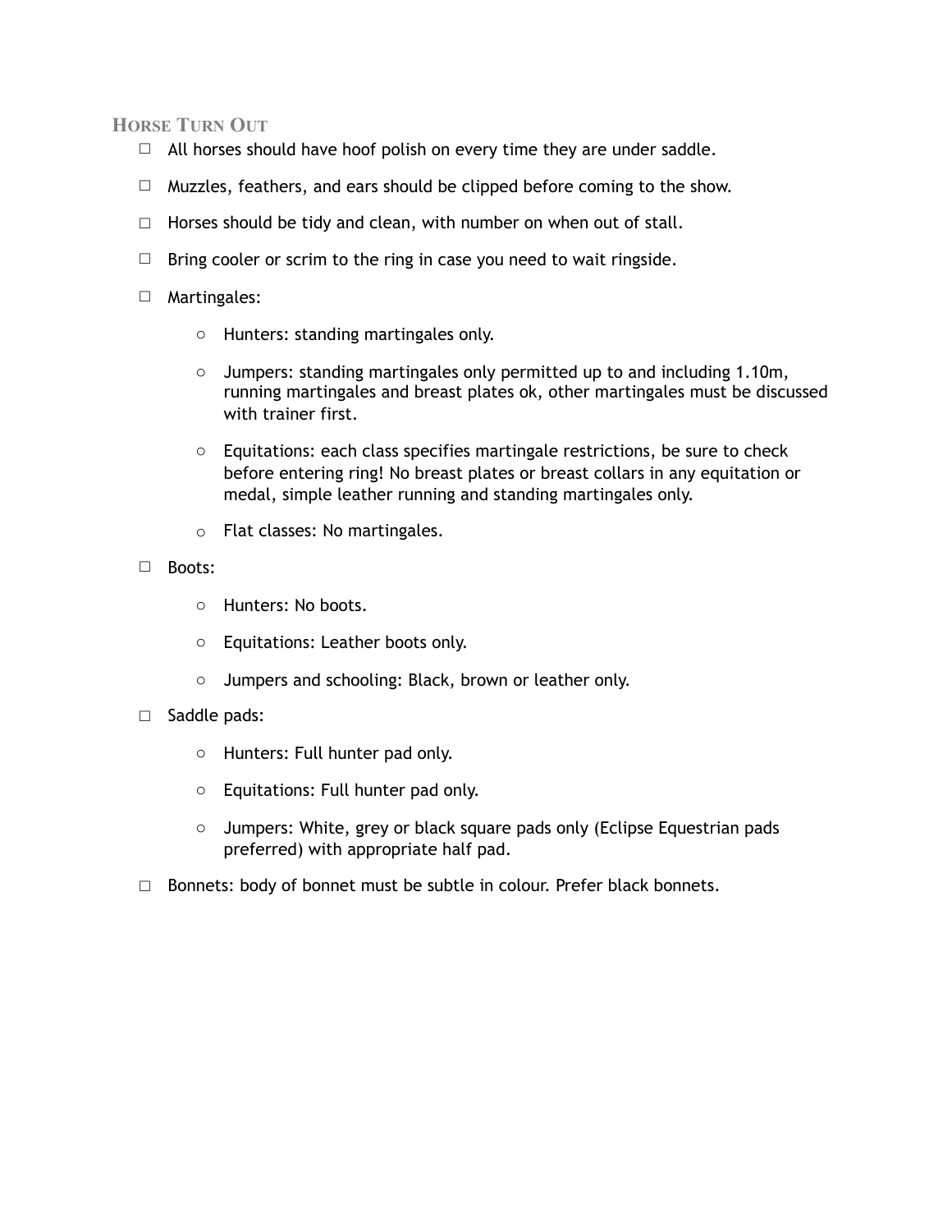## Horse Turn Out

- ☐ All horses should have hoof polish on every time they are under saddle.
- ☐ Muzzles, feathers, and ears should be clipped before coming to the show.
- ☐ Horses should be tidy and clean, with number on when out of stall.
- ☐ Bring cooler or scrim to the ring in case you need to wait ringside.
- ☐ Martingales:
  - Hunters: standing martingales only.
  - Jumpers: standing martingales only permitted up to and including 1.10m, running martingales and breast plates ok, other martingales must be discussed with trainer first.
  - Equitations: each class specifies martingale restrictions, be sure to check before entering ring! No breast plates or breast collars in any equitation or medal, simple leather running and standing martingales only.
  - Flat classes: No martingales.
- ☐ Boots:
  - Hunters: No boots.
  - Equitations: Leather boots only.
  - Jumpers and schooling: Black, brown or leather only.
- ☐ Saddle pads:
  - Hunters: Full hunter pad only.
  - Equitations: Full hunter pad only.
  - Jumpers: White, grey or black square pads only (Eclipse Equestrian pads preferred) with appropriate half pad.
- ☐ Bonnets: body of bonnet must be subtle in colour. Prefer black bonnets.